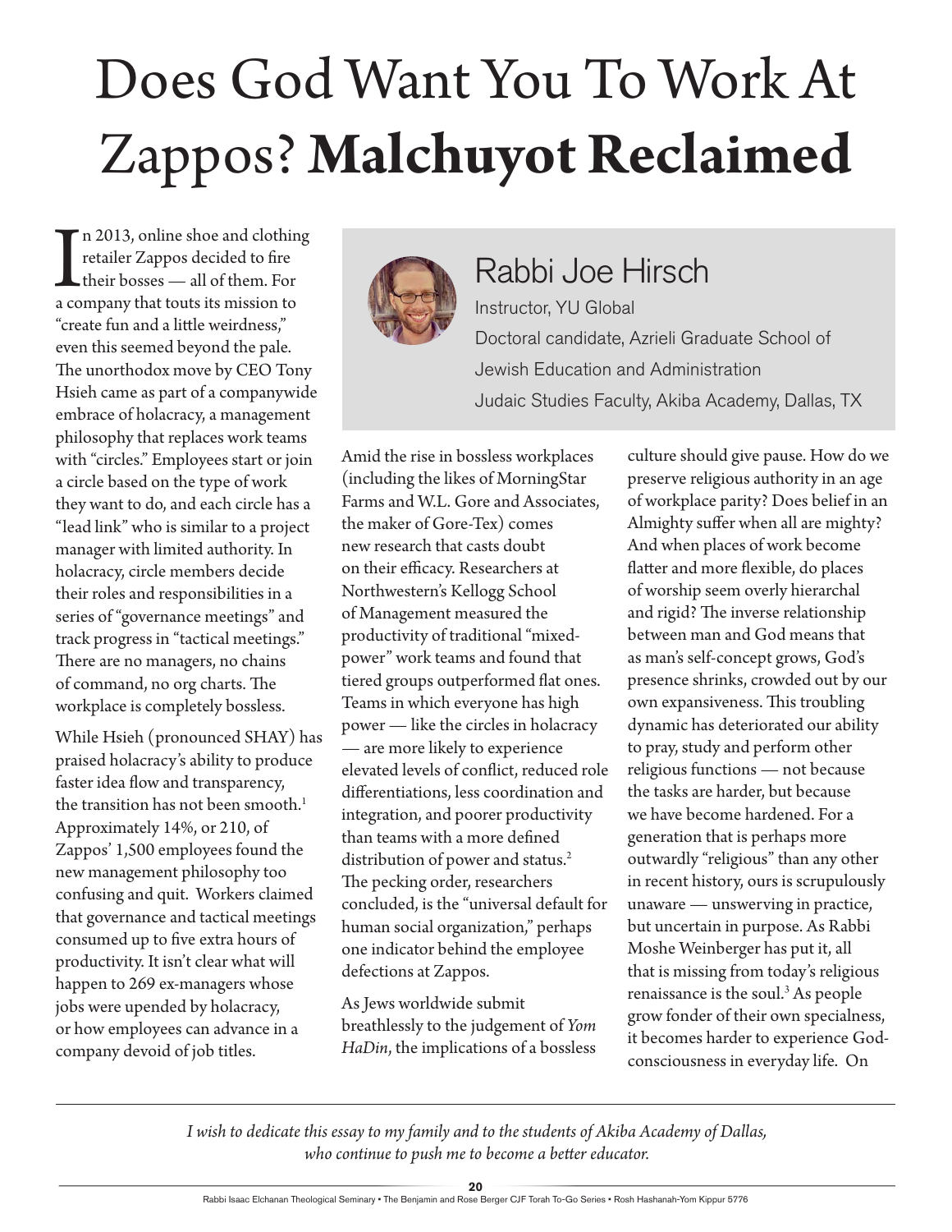# Does God Want You To Work At Zappos? **Malchuyot Reclaimed**

## Rabbi Joe Hirsch

Instructor, YU Global

Doctoral candidate, Azrieli Graduate School of Jewish Education and Administration

Judaic Studies Faculty, Akiba Academy, Dallas, TX

In 2013, online shoe and clothing retailer Zappos decided to fire their bosses — all of them. For a company that touts its mission to "create fun and a little weirdness," even this seemed beyond the pale. The unorthodox move by CEO Tony Hsieh came as part of a companywide embrace of holacracy, a management philosophy that replaces work teams with "circles." Employees start or join a circle based on the type of work they want to do, and each circle has a "lead link" who is similar to a project manager with limited authority. In holacracy, circle members decide their roles and responsibilities in a series of "governance meetings" and track progress in "tactical meetings." There are no managers, no chains of command, no org charts. The workplace is completely bossless.

While Hsieh (pronounced SHAY) has praised holacracy's ability to produce faster idea flow and transparency, the transition has not been smooth.[1] Approximately 14%, or 210, of Zappos' 1,500 employees found the new management philosophy too confusing and quit. Workers claimed that governance and tactical meetings consumed up to five extra hours of productivity. It isn't clear what will happen to 269 ex-managers whose jobs were upended by holacracy, or how employees can advance in a company devoid of job titles.

Amid the rise in bossless workplaces (including the likes of MorningStar Farms and W.L. Gore and Associates, the maker of Gore-Tex) comes new research that casts doubt on their efficacy. Researchers at Northwestern's Kellogg School of Management measured the productivity of traditional "mixed-power" work teams and found that tiered groups outperformed flat ones. Teams in which everyone has high power — like the circles in holacracy — are more likely to experience elevated levels of conflict, reduced role differentiations, less coordination and integration, and poorer productivity than teams with a more defined distribution of power and status.[2] The pecking order, researchers concluded, is the "universal default for human social organization," perhaps one indicator behind the employee defections at Zappos.

As Jews worldwide submit breathlessly to the judgement of *Yom HaDin*, the implications of a bossless culture should give pause. How do we preserve religious authority in an age of workplace parity? Does belief in an Almighty suffer when all are mighty? And when places of work become flatter and more flexible, do places of worship seem overly hierarchal and rigid? The inverse relationship between man and God means that as man's self-concept grows, God's presence shrinks, crowded out by our own expansiveness. This troubling dynamic has deteriorated our ability to pray, study and perform other religious functions — not because the tasks are harder, but because we have become hardened. For a generation that is perhaps more outwardly "religious" than any other in recent history, ours is scrupulously unaware — unswerving in practice, but uncertain in purpose. As Rabbi Moshe Weinberger has put it, all that is missing from today's religious renaissance is the soul.[3] As people grow fonder of their own specialness, it becomes harder to experience God-consciousness in everyday life. On

*I wish to dedicate this essay to my family and to the students of Akiba Academy of Dallas, who continue to push me to become a better educator.*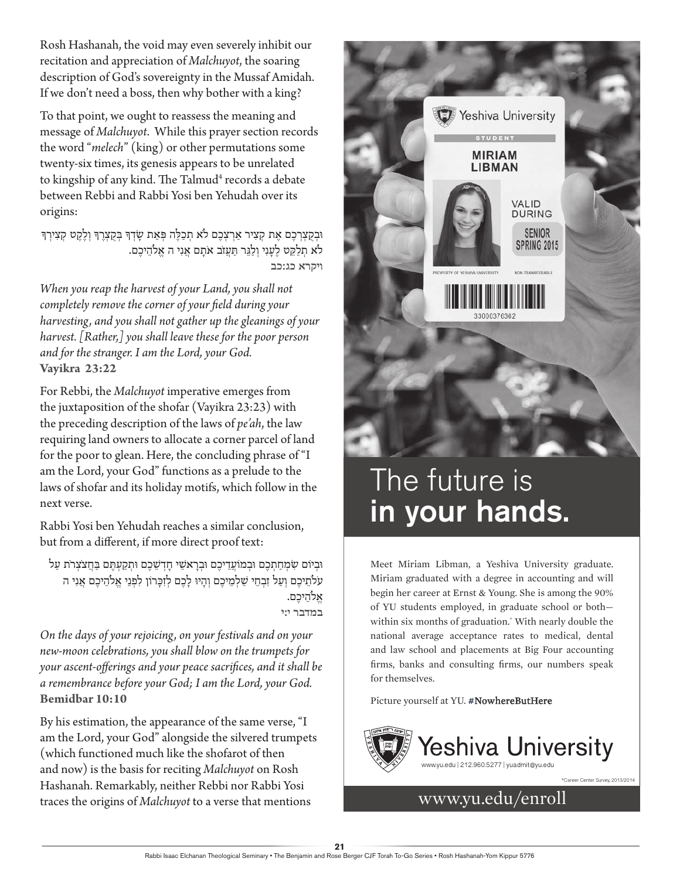Rosh Hashanah, the void may even severely inhibit our recitation and appreciation of *Malchuyot*, the soaring description of God's sovereignty in the Mussaf Amidah. If we don't need a boss, then why bother with a king?

To that point, we ought to reassess the meaning and message of *Malchuyot*. While this prayer section records the word "*melech*" (king) or other permutations some twenty-six times, its genesis appears to be unrelated to kingship of any kind. The Talmud[4] records a debate between Rebbi and Rabbi Yosi ben Yehudah over its origins:

וּבְקֻצְרְכֶם אֶת קְצִיר אַרְצְכֶם לֹא תְכַלֶּה פְּאַת שָׂדְךָ בְּקֻצְרֶךָ וְלֶקֶט קְצִירְךָ לֹא תְלַקֵּט לֶעָנִי וְלַגֵּר תַּעֲזֹב אֹתָם אֲנִי ה אֱלֹהֵיכֶם.
ויקרא כג:כב

*When you reap the harvest of your Land, you shall not completely remove the corner of your field during your harvesting, and you shall not gather up the gleanings of your harvest. [Rather,] you shall leave these for the poor person and for the stranger. I am the Lord, your God.*
**Vayikra 23:22**

For Rebbi, the *Malchuyot* imperative emerges from the juxtaposition of the shofar (Vayikra 23:23) with the preceding description of the laws of *pe'ah*, the law requiring land owners to allocate a corner parcel of land for the poor to glean. Here, the concluding phrase of "I am the Lord, your God" functions as a prelude to the laws of shofar and its holiday motifs, which follow in the next verse.

Rabbi Yosi ben Yehudah reaches a similar conclusion, but from a different, if more direct proof text:

וּבְיוֹם שִׂמְחַתְכֶם וּבְמוֹעֲדֵיכֶם וּבְרָאשֵׁי חָדְשֵׁכֶם וּתְקַעְתֶּם בַּחֲצֹצְרֹת עַל עֹלֹתֵיכֶם וְעַל זִבְחֵי שַׁלְמֵיכֶם וְהָיוּ לָכֶם לְזִכָּרוֹן לִפְנֵי אֱלֹהֵיכֶם אֲנִי ה אֱלֹהֵיכֶם.
במדבר י:י

*On the days of your rejoicing, on your festivals and on your new-moon celebrations, you shall blow on the trumpets for your ascent-offerings and your peace sacrifices, and it shall be a remembrance before your God; I am the Lord, your God.*
**Bemidbar 10:10**

By his estimation, the appearance of the same verse, "I am the Lord, your God" alongside the silvered trumpets (which functioned much like the shofarot of then and now) is the basis for reciting *Malchuyot* on Rosh Hashanah. Remarkably, neither Rebbi nor Rabbi Yosi traces the origins of *Malchuyot* to a verse that mentions

The future is
**in your hands.**

Meet Miriam Libman, a Yeshiva University graduate. Miriam graduated with a degree in accounting and will begin her career at Ernst & Young. She is among the 90% of YU students employed, in graduate school or both—within six months of graduation.* With nearly double the national average acceptance rates to medical, dental and law school and placements at Big Four accounting firms, banks and consulting firms, our numbers speak for themselves.

Picture yourself at YU. **#NowhereButHere**

Yeshiva University
www.yu.edu | 212.960.5277 | yuadmit@yu.edu

*Career Center Survey, 2013/2014

www.yu.edu/enroll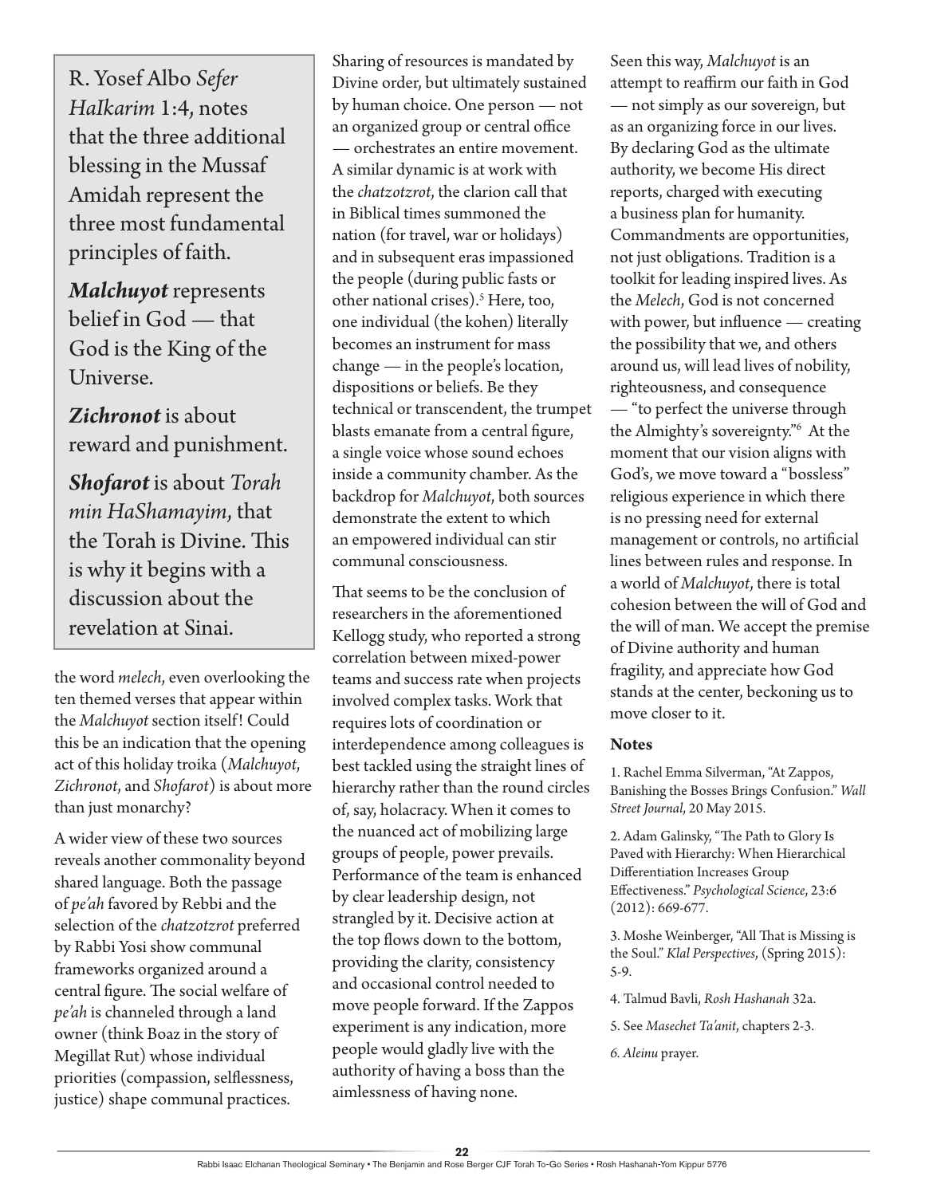R. Yosef Albo *Sefer HaIkarim* 1:4, notes that the three additional blessing in the Mussaf Amidah represent the three most fundamental principles of faith.

***Malchuyot*** represents belief in God — that God is the King of the Universe.

***Zichronot*** is about reward and punishment.

***Shofarot*** is about *Torah min HaShamayim*, that the Torah is Divine. This is why it begins with a discussion about the revelation at Sinai.

the word *melech*, even overlooking the ten themed verses that appear within the *Malchuyot* section itself! Could this be an indication that the opening act of this holiday troika (*Malchuyot*, *Zichronot*, and *Shofarot*) is about more than just monarchy?

A wider view of these two sources reveals another commonality beyond shared language. Both the passage of *pe'ah* favored by Rebbi and the selection of the *chatzotzrot* preferred by Rabbi Yosi show communal frameworks organized around a central figure. The social welfare of *pe'ah* is channeled through a land owner (think Boaz in the story of Megillat Rut) whose individual priorities (compassion, selflessness, justice) shape communal practices.

Sharing of resources is mandated by Divine order, but ultimately sustained by human choice. One person — not an organized group or central office — orchestrates an entire movement. A similar dynamic is at work with the *chatzotzrot*, the clarion call that in Biblical times summoned the nation (for travel, war or holidays) and in subsequent eras impassioned the people (during public fasts or other national crises).[5] Here, too, one individual (the kohen) literally becomes an instrument for mass change — in the people's location, dispositions or beliefs. Be they technical or transcendent, the trumpet blasts emanate from a central figure, a single voice whose sound echoes inside a community chamber. As the backdrop for *Malchuyot*, both sources demonstrate the extent to which an empowered individual can stir communal consciousness.

That seems to be the conclusion of researchers in the aforementioned Kellogg study, who reported a strong correlation between mixed-power teams and success rate when projects involved complex tasks. Work that requires lots of coordination or interdependence among colleagues is best tackled using the straight lines of hierarchy rather than the round circles of, say, holacracy. When it comes to the nuanced act of mobilizing large groups of people, power prevails. Performance of the team is enhanced by clear leadership design, not strangled by it. Decisive action at the top flows down to the bottom, providing the clarity, consistency and occasional control needed to move people forward. If the Zappos experiment is any indication, more people would gladly live with the authority of having a boss than the aimlessness of having none.

Seen this way, *Malchuyot* is an attempt to reaffirm our faith in God — not simply as our sovereign, but as an organizing force in our lives. By declaring God as the ultimate authority, we become His direct reports, charged with executing a business plan for humanity. Commandments are opportunities, not just obligations. Tradition is a toolkit for leading inspired lives. As the *Melech*, God is not concerned with power, but influence — creating the possibility that we, and others around us, will lead lives of nobility, righteousness, and consequence — "to perfect the universe through the Almighty's sovereignty."[6] At the moment that our vision aligns with God's, we move toward a "bossless" religious experience in which there is no pressing need for external management or controls, no artificial lines between rules and response. In a world of *Malchuyot*, there is total cohesion between the will of God and the will of man. We accept the premise of Divine authority and human fragility, and appreciate how God stands at the center, beckoning us to move closer to it.

**Notes**

1. Rachel Emma Silverman, "At Zappos, Banishing the Bosses Brings Confusion." *Wall Street Journal*, 20 May 2015.

2. Adam Galinsky, "The Path to Glory Is Paved with Hierarchy: When Hierarchical Differentiation Increases Group Effectiveness." *Psychological Science*, 23:6 (2012): 669-677.

3. Moshe Weinberger, "All That is Missing is the Soul." *Klal Perspectives*, (Spring 2015): 5-9.

4. Talmud Bavli, *Rosh Hashanah* 32a.

5. See *Masechet Ta'anit*, chapters 2-3.

6. *Aleinu* prayer.